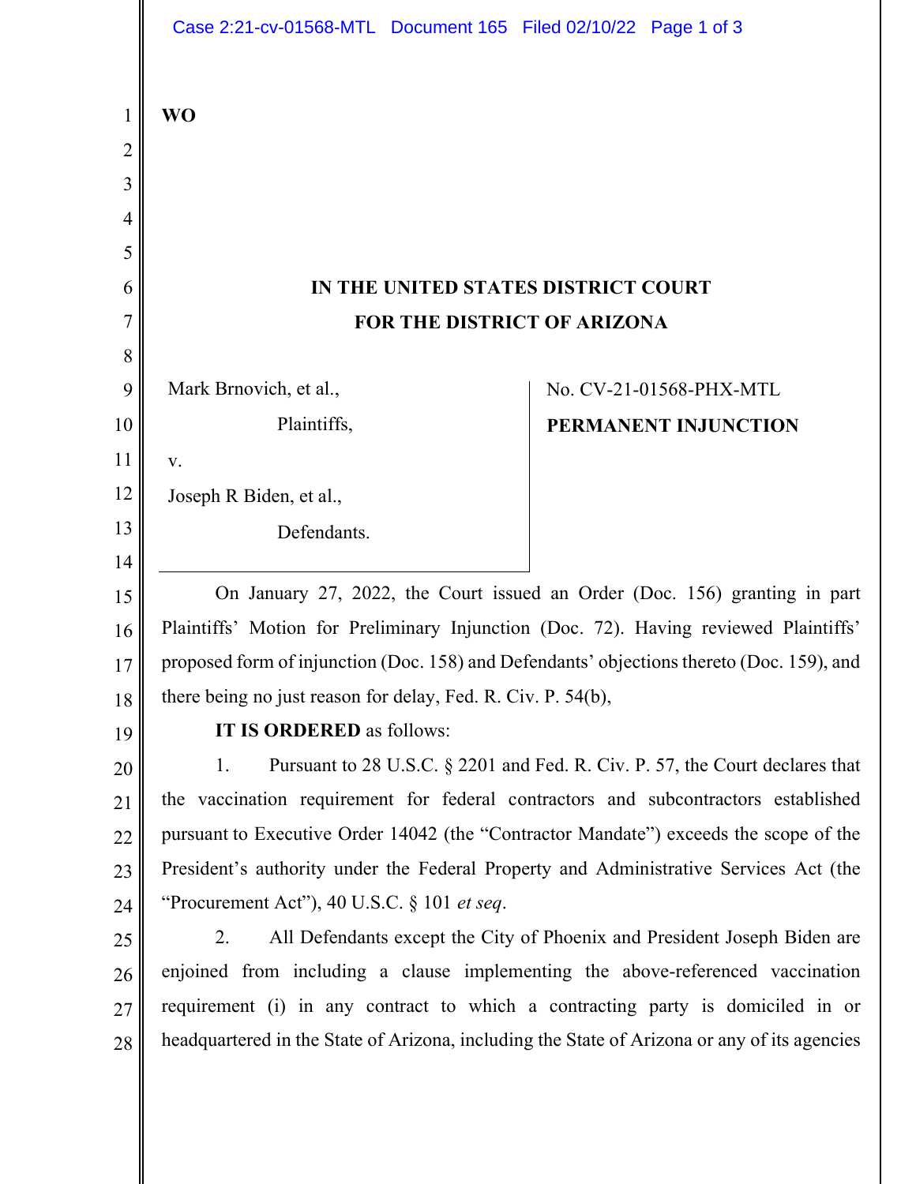**WO**

**IN THE UNITED STATES DISTRICT COURT**
**FOR THE DISTRICT OF ARIZONA**

Mark Brnovich, et al.,

Plaintiffs,

v.

Joseph R Biden, et al.,

Defendants.

No. CV-21-01568-PHX-MTL

**PERMANENT INJUNCTION**

On January 27, 2022, the Court issued an Order (Doc. 156) granting in part Plaintiffs' Motion for Preliminary Injunction (Doc. 72). Having reviewed Plaintiffs' proposed form of injunction (Doc. 158) and Defendants' objections thereto (Doc. 159), and there being no just reason for delay, Fed. R. Civ. P. 54(b),

**IT IS ORDERED** as follows:

1. Pursuant to 28 U.S.C. § 2201 and Fed. R. Civ. P. 57, the Court declares that the vaccination requirement for federal contractors and subcontractors established pursuant to Executive Order 14042 (the "Contractor Mandate") exceeds the scope of the President's authority under the Federal Property and Administrative Services Act (the "Procurement Act"), 40 U.S.C. § 101 *et seq*.

2. All Defendants except the City of Phoenix and President Joseph Biden are enjoined from including a clause implementing the above-referenced vaccination requirement (i) in any contract to which a contracting party is domiciled in or headquartered in the State of Arizona, including the State of Arizona or any of its agencies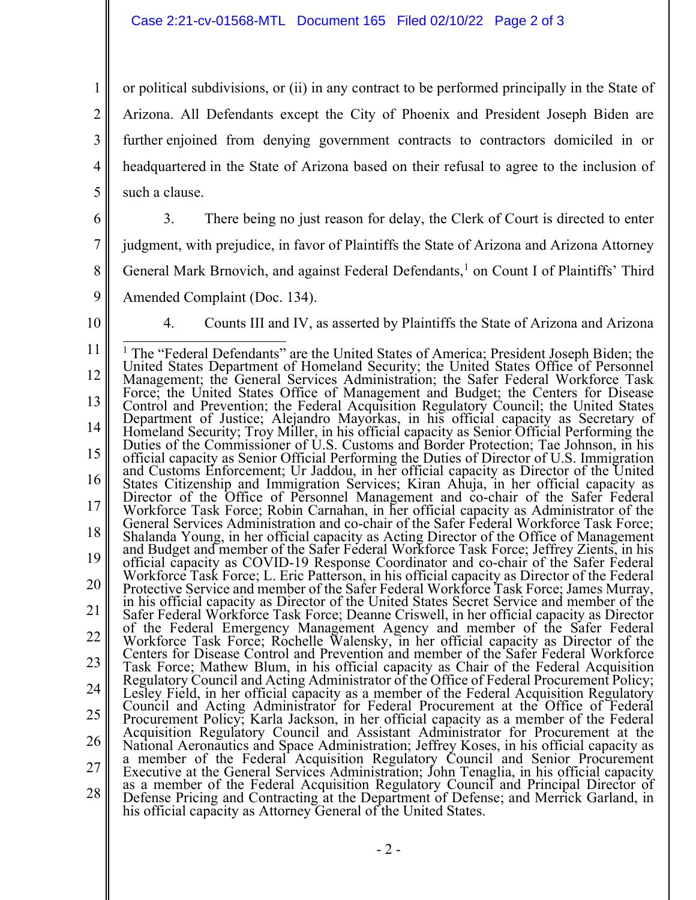or political subdivisions, or (ii) in any contract to be performed principally in the State of Arizona. All Defendants except the City of Phoenix and President Joseph Biden are further enjoined from denying government contracts to contractors domiciled in or headquartered in the State of Arizona based on their refusal to agree to the inclusion of such a clause.

3. There being no just reason for delay, the Clerk of Court is directed to enter judgment, with prejudice, in favor of Plaintiffs the State of Arizona and Arizona Attorney General Mark Brnovich, and against Federal Defendants,[1] on Count I of Plaintiffs' Third Amended Complaint (Doc. 134).

4. Counts III and IV, as asserted by Plaintiffs the State of Arizona and Arizona

---

[1] The "Federal Defendants" are the United States of America; President Joseph Biden; the United States Department of Homeland Security; the United States Office of Personnel Management; the General Services Administration; the Safer Federal Workforce Task Force; the United States Office of Management and Budget; the Centers for Disease Control and Prevention; the Federal Acquisition Regulatory Council; the United States Department of Justice; Alejandro Mayorkas, in his official capacity as Secretary of Homeland Security; Troy Miller, in his official capacity as Senior Official Performing the Duties of the Commissioner of U.S. Customs and Border Protection; Tae Johnson, in his official capacity as Senior Official Performing the Duties of Director of U.S. Immigration and Customs Enforcement; Ur Jaddou, in her official capacity as Director of the United States Citizenship and Immigration Services; Kiran Ahuja, in her official capacity as Director of the Office of Personnel Management and co-chair of the Safer Federal Workforce Task Force; Robin Carnahan, in her official capacity as Administrator of the General Services Administration and co-chair of the Safer Federal Workforce Task Force; Shalanda Young, in her official capacity as Acting Director of the Office of Management and Budget and member of the Safer Federal Workforce Task Force; Jeffrey Zients, in his official capacity as COVID-19 Response Coordinator and co-chair of the Safer Federal Workforce Task Force; L. Eric Patterson, in his official capacity as Director of the Federal Protective Service and member of the Safer Federal Workforce Task Force; James Murray, in his official capacity as Director of the United States Secret Service and member of the Safer Federal Workforce Task Force; Deanne Criswell, in her official capacity as Director of the Federal Emergency Management Agency and member of the Safer Federal Workforce Task Force; Rochelle Walensky, in her official capacity as Director of the Centers for Disease Control and Prevention and member of the Safer Federal Workforce Task Force; Mathew Blum, in his official capacity as Chair of the Federal Acquisition Regulatory Council and Acting Administrator of the Office of Federal Procurement Policy; Lesley Field, in her official capacity as a member of the Federal Acquisition Regulatory Council and Acting Administrator for Federal Procurement at the Office of Federal Procurement Policy; Karla Jackson, in her official capacity as a member of the Federal Acquisition Regulatory Council and Assistant Administrator for Procurement at the National Aeronautics and Space Administration; Jeffrey Koses, in his official capacity as a member of the Federal Acquisition Regulatory Council and Senior Procurement Executive at the General Services Administration; John Tenaglia, in his official capacity as a member of the Federal Acquisition Regulatory Council and Principal Director of Defense Pricing and Contracting at the Department of Defense; and Merrick Garland, in his official capacity as Attorney General of the United States.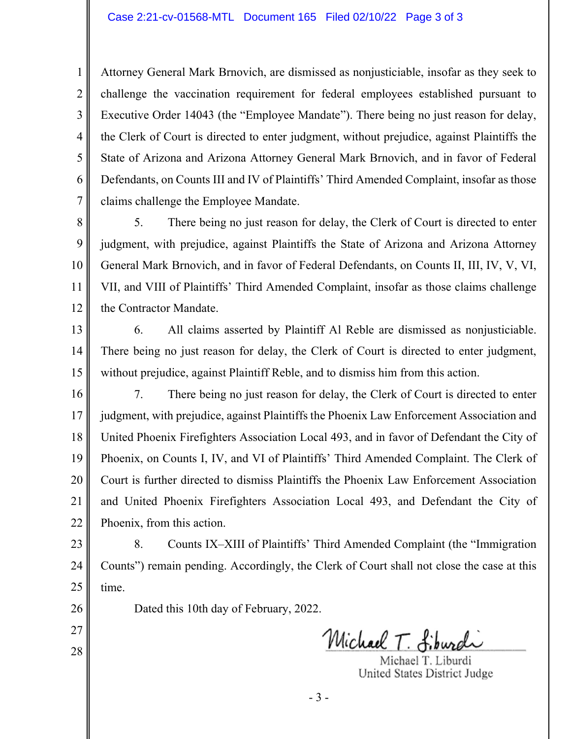Attorney General Mark Brnovich, are dismissed as nonjusticiable, insofar as they seek to challenge the vaccination requirement for federal employees established pursuant to Executive Order 14043 (the "Employee Mandate"). There being no just reason for delay, the Clerk of Court is directed to enter judgment, without prejudice, against Plaintiffs the State of Arizona and Arizona Attorney General Mark Brnovich, and in favor of Federal Defendants, on Counts III and IV of Plaintiffs' Third Amended Complaint, insofar as those claims challenge the Employee Mandate.

5. There being no just reason for delay, the Clerk of Court is directed to enter judgment, with prejudice, against Plaintiffs the State of Arizona and Arizona Attorney General Mark Brnovich, and in favor of Federal Defendants, on Counts II, III, IV, V, VI, VII, and VIII of Plaintiffs' Third Amended Complaint, insofar as those claims challenge the Contractor Mandate.

6. All claims asserted by Plaintiff Al Reble are dismissed as nonjusticiable. There being no just reason for delay, the Clerk of Court is directed to enter judgment, without prejudice, against Plaintiff Reble, and to dismiss him from this action.

7. There being no just reason for delay, the Clerk of Court is directed to enter judgment, with prejudice, against Plaintiffs the Phoenix Law Enforcement Association and United Phoenix Firefighters Association Local 493, and in favor of Defendant the City of Phoenix, on Counts I, IV, and VI of Plaintiffs' Third Amended Complaint. The Clerk of Court is further directed to dismiss Plaintiffs the Phoenix Law Enforcement Association and United Phoenix Firefighters Association Local 493, and Defendant the City of Phoenix, from this action.

8. Counts IX–XIII of Plaintiffs' Third Amended Complaint (the "Immigration Counts") remain pending. Accordingly, the Clerk of Court shall not close the case at this time.

Dated this 10th day of February, 2022.

Michael T. Liburdi
Michael T. Liburdi
United States District Judge